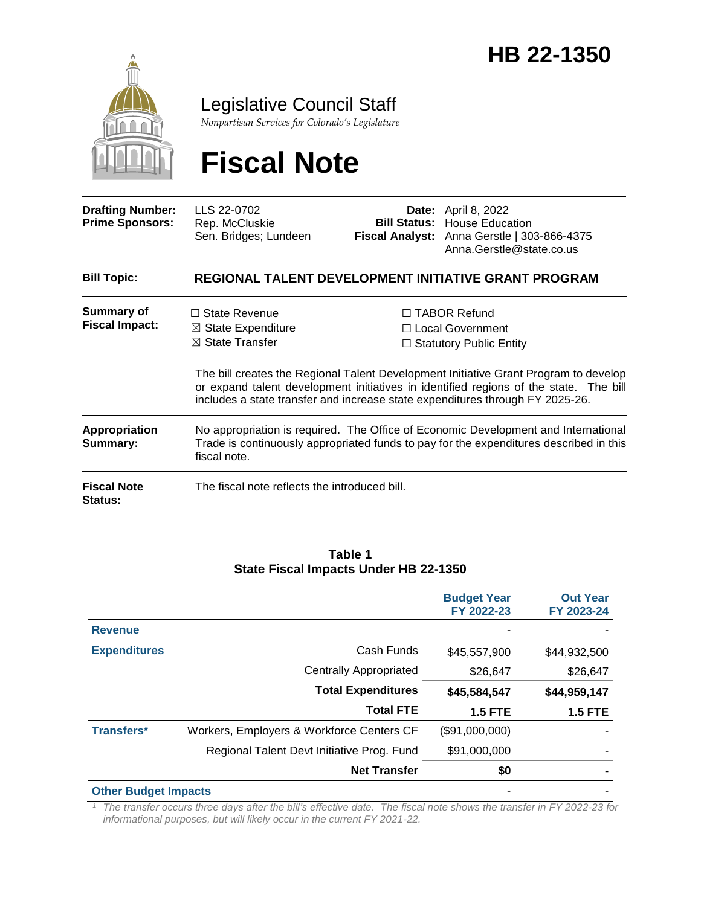# HB 22-1350

## Legislative Council Staff

*Nonpartisan Services for Colorado's Legislature*

# Fiscal Note

| | | | |
|---|---|---|---|
| **Drafting Number:** | LLS 22-0702 | **Date:** | April 8, 2022 |
| **Prime Sponsors:** | Rep. McCluskie<br>Sen. Bridges; Lundeen | **Bill Status:** | House Education |
| | | **Fiscal Analyst:** | Anna Gerstle \| 303-866-4375<br>Anna.Gerstle@state.co.us |

**Bill Topic:** **REGIONAL TALENT DEVELOPMENT INITIATIVE GRANT PROGRAM**

**Summary of Fiscal Impact:**

- ☐ State Revenue
- ☒ State Expenditure
- ☒ State Transfer
- ☐ TABOR Refund
- ☐ Local Government
- ☐ Statutory Public Entity

The bill creates the Regional Talent Development Initiative Grant Program to develop or expand talent development initiatives in identified regions of the state. The bill includes a state transfer and increase state expenditures through FY 2025-26.

**Appropriation Summary:** No appropriation is required. The Office of Economic Development and International Trade is continuously appropriated funds to pay for the expenditures described in this fiscal note.

**Fiscal Note Status:** The fiscal note reflects the introduced bill.

**Table 1**
**State Fiscal Impacts Under HB 22-1350**

| | | Budget Year FY 2022-23 | Out Year FY 2023-24 |
|---|---|---|---|
| **Revenue** | | - | - |
| **Expenditures** | Cash Funds | $45,557,900 | $44,932,500 |
| | Centrally Appropriated | $26,647 | $26,647 |
| | **Total Expenditures** | **$45,584,547** | **$44,959,147** |
| | **Total FTE** | **1.5 FTE** | **1.5 FTE** |
| **Transfers*** | Workers, Employers & Workforce Centers CF | ($91,000,000) | - |
| | Regional Talent Devt Initiative Prog. Fund | $91,000,000 | - |
| | **Net Transfer** | **$0** | **-** |
| **Other Budget Impacts** | | - | - |

[1] *The transfer occurs three days after the bill's effective date. The fiscal note shows the transfer in FY 2022-23 for informational purposes, but will likely occur in the current FY 2021-22.*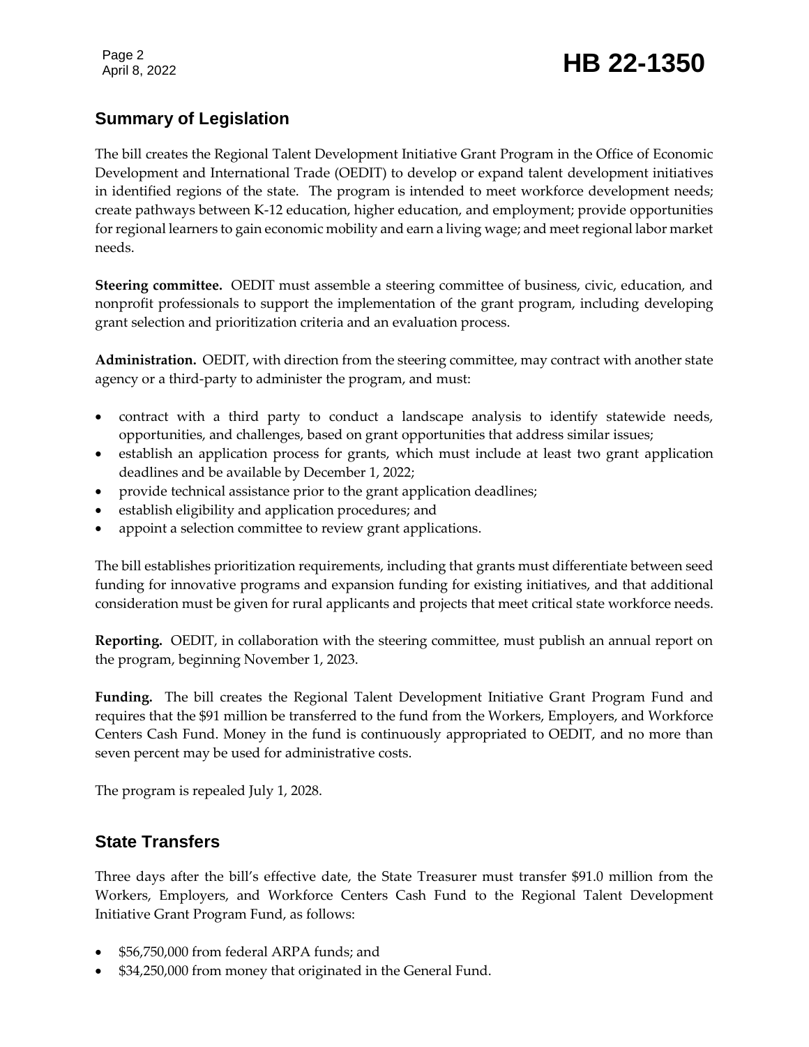## Summary of Legislation

The bill creates the Regional Talent Development Initiative Grant Program in the Office of Economic Development and International Trade (OEDIT) to develop or expand talent development initiatives in identified regions of the state. The program is intended to meet workforce development needs; create pathways between K-12 education, higher education, and employment; provide opportunities for regional learners to gain economic mobility and earn a living wage; and meet regional labor market needs.

**Steering committee.** OEDIT must assemble a steering committee of business, civic, education, and nonprofit professionals to support the implementation of the grant program, including developing grant selection and prioritization criteria and an evaluation process.

**Administration.** OEDIT, with direction from the steering committee, may contract with another state agency or a third-party to administer the program, and must:

- contract with a third party to conduct a landscape analysis to identify statewide needs, opportunities, and challenges, based on grant opportunities that address similar issues;
- establish an application process for grants, which must include at least two grant application deadlines and be available by December 1, 2022;
- provide technical assistance prior to the grant application deadlines;
- establish eligibility and application procedures; and
- appoint a selection committee to review grant applications.

The bill establishes prioritization requirements, including that grants must differentiate between seed funding for innovative programs and expansion funding for existing initiatives, and that additional consideration must be given for rural applicants and projects that meet critical state workforce needs.

**Reporting.** OEDIT, in collaboration with the steering committee, must publish an annual report on the program, beginning November 1, 2023.

**Funding.** The bill creates the Regional Talent Development Initiative Grant Program Fund and requires that the $91 million be transferred to the fund from the Workers, Employers, and Workforce Centers Cash Fund. Money in the fund is continuously appropriated to OEDIT, and no more than seven percent may be used for administrative costs.

The program is repealed July 1, 2028.

## State Transfers

Three days after the bill's effective date, the State Treasurer must transfer $91.0 million from the Workers, Employers, and Workforce Centers Cash Fund to the Regional Talent Development Initiative Grant Program Fund, as follows:

- $56,750,000 from federal ARPA funds; and
- $34,250,000 from money that originated in the General Fund.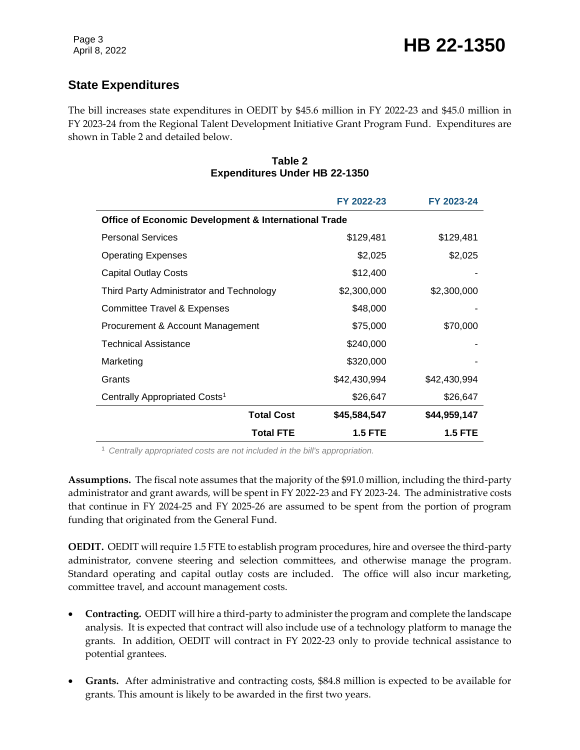## State Expenditures

The bill increases state expenditures in OEDIT by $45.6 million in FY 2022-23 and $45.0 million in FY 2023-24 from the Regional Talent Development Initiative Grant Program Fund. Expenditures are shown in Table 2 and detailed below.

**Table 2**
**Expenditures Under HB 22-1350**

| | FY 2022-23 | FY 2023-24 |
|---|---|---|
| **Office of Economic Development & International Trade** | | |
| Personal Services | $129,481 | $129,481 |
| Operating Expenses | $2,025 | $2,025 |
| Capital Outlay Costs | $12,400 | - |
| Third Party Administrator and Technology | $2,300,000 | $2,300,000 |
| Committee Travel & Expenses | $48,000 | - |
| Procurement & Account Management | $75,000 | $70,000 |
| Technical Assistance | $240,000 | - |
| Marketing | $320,000 | - |
| Grants | $42,430,994 | $42,430,994 |
| Centrally Appropriated Costs[1] | $26,647 | $26,647 |
| **Total Cost** | **$45,584,547** | **$44,959,147** |
| **Total FTE** | **1.5 FTE** | **1.5 FTE** |

[1] *Centrally appropriated costs are not included in the bill's appropriation.*

**Assumptions.** The fiscal note assumes that the majority of the $91.0 million, including the third-party administrator and grant awards, will be spent in FY 2022-23 and FY 2023-24. The administrative costs that continue in FY 2024-25 and FY 2025-26 are assumed to be spent from the portion of program funding that originated from the General Fund.

**OEDIT.** OEDIT will require 1.5 FTE to establish program procedures, hire and oversee the third-party administrator, convene steering and selection committees, and otherwise manage the program. Standard operating and capital outlay costs are included. The office will also incur marketing, committee travel, and account management costs.

- **Contracting.** OEDIT will hire a third-party to administer the program and complete the landscape analysis. It is expected that contract will also include use of a technology platform to manage the grants. In addition, OEDIT will contract in FY 2022-23 only to provide technical assistance to potential grantees.

- **Grants.** After administrative and contracting costs, $84.8 million is expected to be available for grants. This amount is likely to be awarded in the first two years.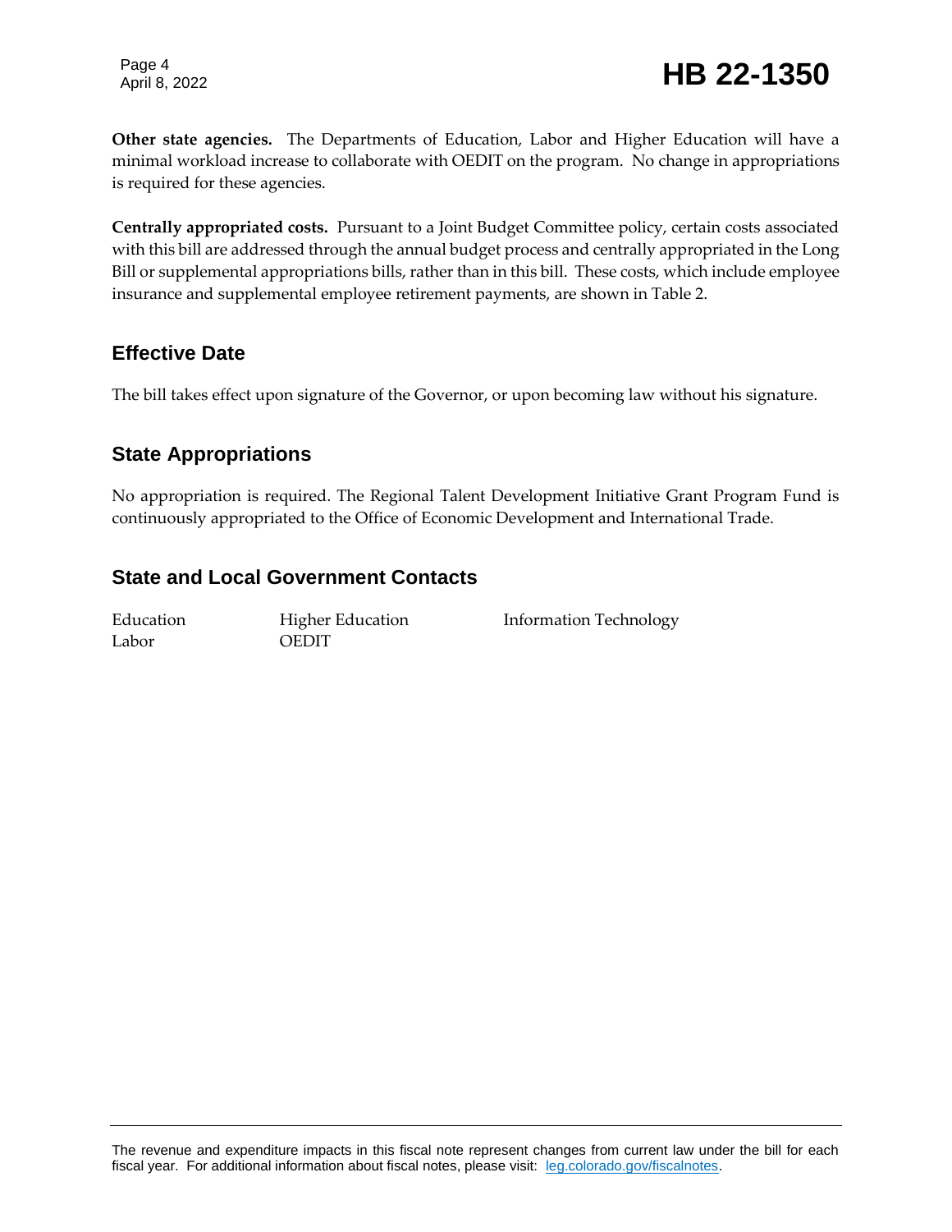**Other state agencies.** The Departments of Education, Labor and Higher Education will have a minimal workload increase to collaborate with OEDIT on the program. No change in appropriations is required for these agencies.

**Centrally appropriated costs.** Pursuant to a Joint Budget Committee policy, certain costs associated with this bill are addressed through the annual budget process and centrally appropriated in the Long Bill or supplemental appropriations bills, rather than in this bill. These costs, which include employee insurance and supplemental employee retirement payments, are shown in Table 2.

## Effective Date

The bill takes effect upon signature of the Governor, or upon becoming law without his signature.

## State Appropriations

No appropriation is required. The Regional Talent Development Initiative Grant Program Fund is continuously appropriated to the Office of Economic Development and International Trade.

## State and Local Government Contacts

| | | |
|---|---|---|
| Education | Higher Education | Information Technology |
| Labor | OEDIT | |

The revenue and expenditure impacts in this fiscal note represent changes from current law under the bill for each fiscal year. For additional information about fiscal notes, please visit: leg.colorado.gov/fiscalnotes.